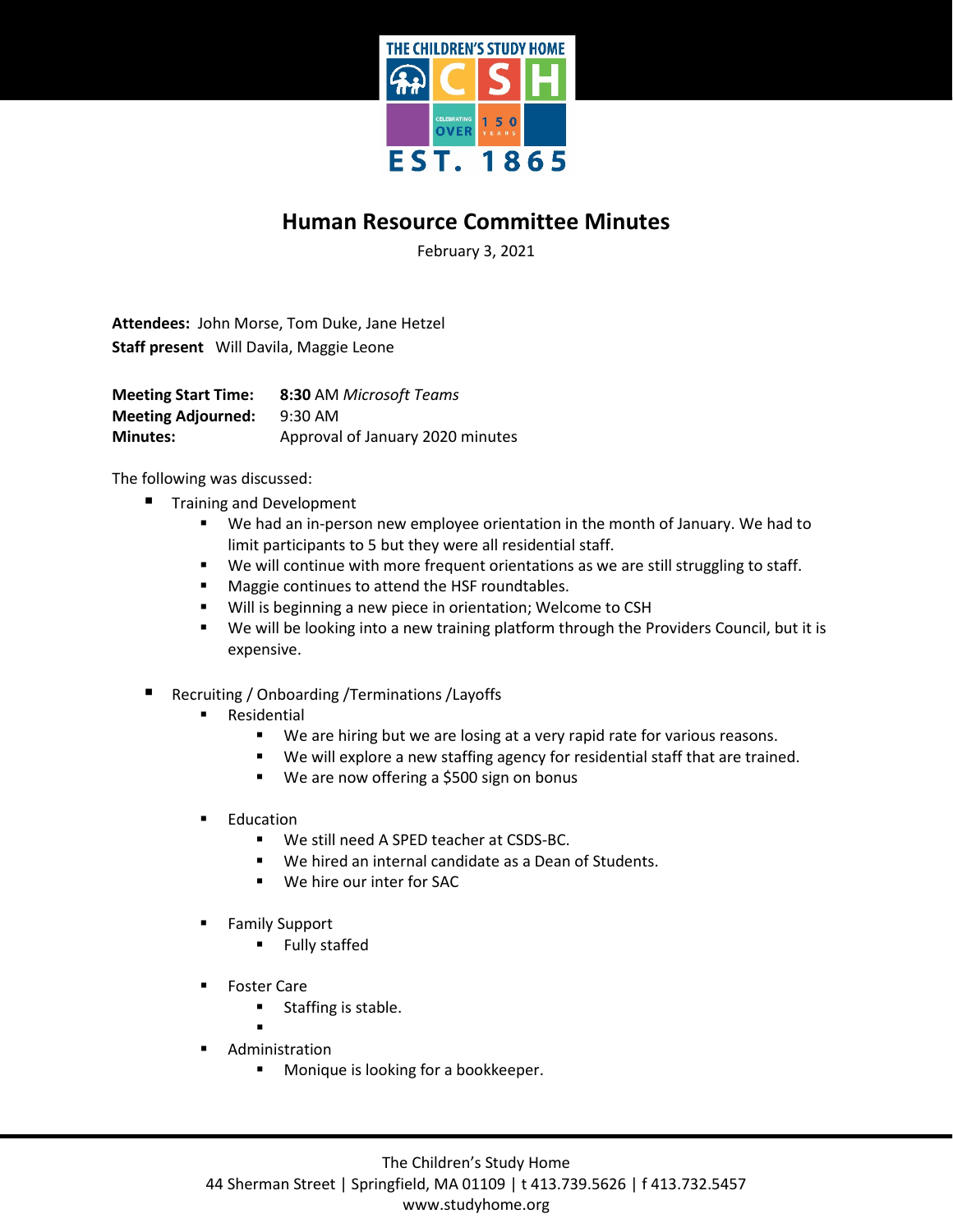# Human Resource Committee Minutes

February 3, 2021

**Attendees:** John Morse, Tom Duke, Jane Hetzel
**Staff present** Will Davila, Maggie Leone

**Meeting Start Time:** **8:30** AM *Microsoft Teams*
**Meeting Adjourned:** 9:30 AM
**Minutes:** Approval of January 2020 minutes

The following was discussed:

- Training and Development
  - We had an in-person new employee orientation in the month of January. We had to limit participants to 5 but they were all residential staff.
  - We will continue with more frequent orientations as we are still struggling to staff.
  - Maggie continues to attend the HSF roundtables.
  - Will is beginning a new piece in orientation; Welcome to CSH
  - We will be looking into a new training platform through the Providers Council, but it is expensive.

- Recruiting / Onboarding /Terminations /Layoffs
  - Residential
    - We are hiring but we are losing at a very rapid rate for various reasons.
    - We will explore a new staffing agency for residential staff that are trained.
    - We are now offering a $500 sign on bonus
  - Education
    - We still need A SPED teacher at CSDS-BC.
    - We hired an internal candidate as a Dean of Students.
    - We hire our inter for SAC
  - Family Support
    - Fully staffed
  - Foster Care
    - Staffing is stable.
    -
  - Administration
    - Monique is looking for a bookkeeper.

The Children's Study Home
44 Sherman Street | Springfield, MA 01109 | t 413.739.5626 | f 413.732.5457
www.studyhome.org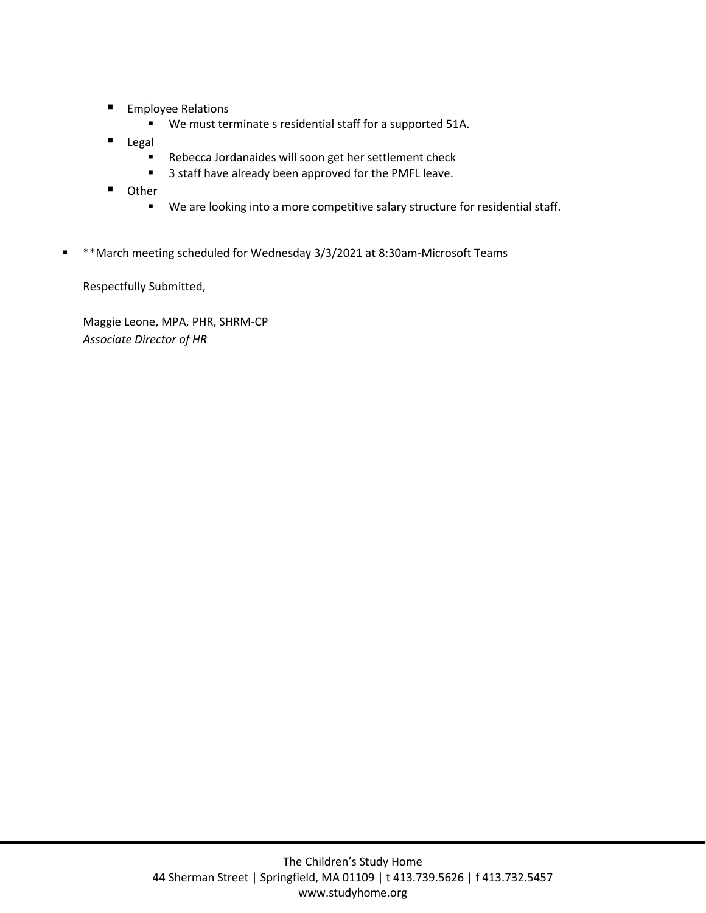- Employee Relations
  - We must terminate s residential staff for a supported 51A.
- Legal
  - Rebecca Jordanaides will soon get her settlement check
  - 3 staff have already been approved for the PMFL leave.
- Other
  - We are looking into a more competitive salary structure for residential staff.

- **March meeting scheduled for Wednesday 3/3/2021 at 8:30am-Microsoft Teams

Respectfully Submitted,

Maggie Leone, MPA, PHR, SHRM-CP
*Associate Director of HR*

The Children's Study Home
44 Sherman Street | Springfield, MA 01109 | t 413.739.5626 | f 413.732.5457
www.studyhome.org